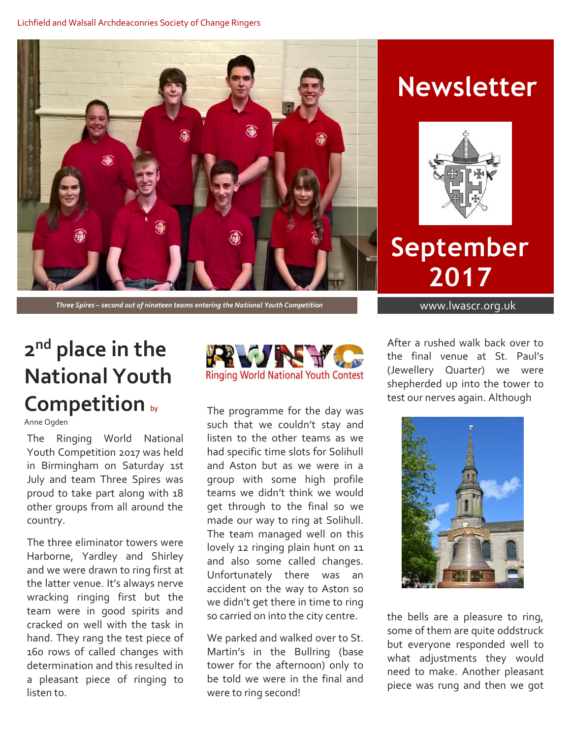Lichfield and Walsall Archdeaconries Society of Change Ringers

# Newsletter

# September 2017

www.lwascr.org.uk

*Three Spires – second out of nineteen teams entering the National Youth Competition*

## 2nd place in the National Youth Competition by Anne Ogden

The Ringing World National Youth Competition 2017 was held in Birmingham on Saturday 1st July and team Three Spires was proud to take part along with 18 other groups from all around the country.

The three eliminator towers were Harborne, Yardley and Shirley and we were drawn to ring first at the latter venue. It's always nerve wracking ringing first but the team were in good spirits and cracked on well with the task in hand. They rang the test piece of 160 rows of called changes with determination and this resulted in a pleasant piece of ringing to listen to.

RWNYC Ringing World National Youth Contest

The programme for the day was such that we couldn't stay and listen to the other teams as we had specific time slots for Solihull and Aston but as we were in a group with some high profile teams we didn't think we would get through to the final so we made our way to ring at Solihull. The team managed well on this lovely 12 ringing plain hunt on 11 and also some called changes. Unfortunately there was an accident on the way to Aston so we didn't get there in time to ring so carried on into the city centre.

We parked and walked over to St. Martin's in the Bullring (base tower for the afternoon) only to be told we were in the final and were to ring second!

After a rushed walk back over to the final venue at St. Paul's (Jewellery Quarter) we were shepherded up into the tower to test our nerves again. Although the bells are a pleasure to ring, some of them are quite oddstruck but everyone responded well to what adjustments they would need to make. Another pleasant piece was rung and then we got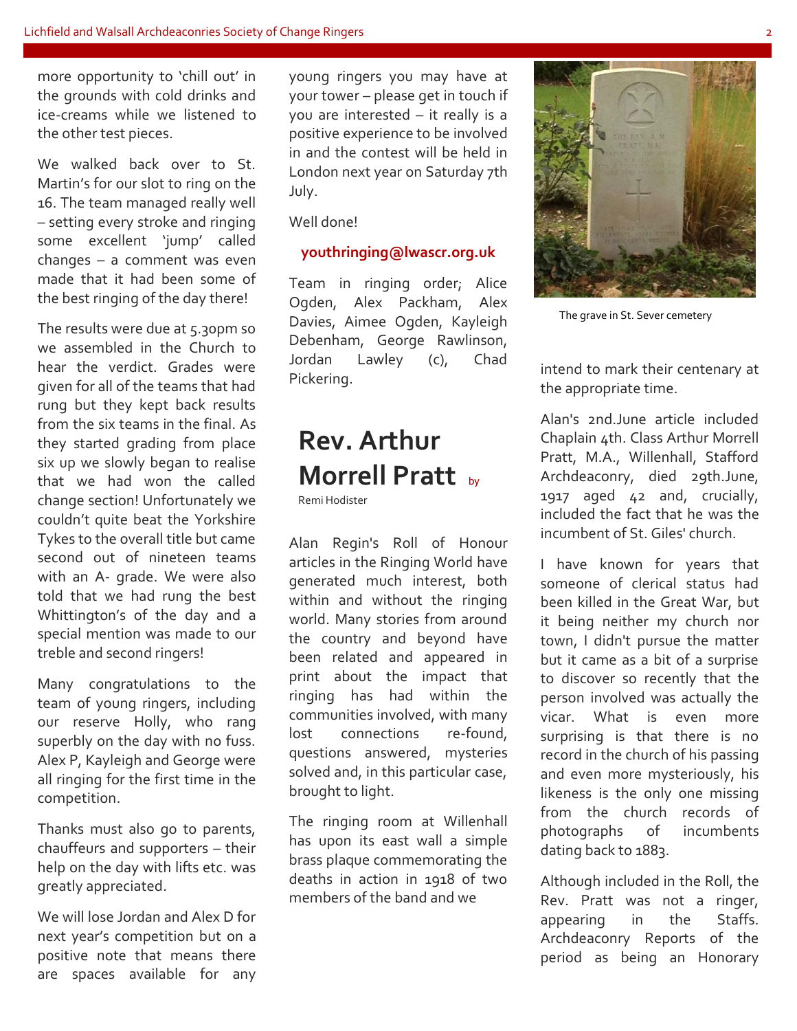more opportunity to 'chill out' in the grounds with cold drinks and ice-creams while we listened to the other test pieces.

We walked back over to St. Martin's for our slot to ring on the 16. The team managed really well – setting every stroke and ringing some excellent 'jump' called changes – a comment was even made that it had been some of the best ringing of the day there!

The results were due at 5.30pm so we assembled in the Church to hear the verdict. Grades were given for all of the teams that had rung but they kept back results from the six teams in the final. As they started grading from place six up we slowly began to realise that we had won the called change section! Unfortunately we couldn't quite beat the Yorkshire Tykes to the overall title but came second out of nineteen teams with an A- grade. We were also told that we had rung the best Whittington's of the day and a special mention was made to our treble and second ringers!

Many congratulations to the team of young ringers, including our reserve Holly, who rang superbly on the day with no fuss. Alex P, Kayleigh and George were all ringing for the first time in the competition.

Thanks must also go to parents, chauffeurs and supporters – their help on the day with lifts etc. was greatly appreciated.

We will lose Jordan and Alex D for next year's competition but on a positive note that means there are spaces available for any young ringers you may have at your tower – please get in touch if you are interested – it really is a positive experience to be involved in and the contest will be held in London next year on Saturday 7th July.

Well done!

**youthringing@lwascr.org.uk**

Team in ringing order; Alice Ogden, Alex Packham, Alex Davies, Aimee Ogden, Kayleigh Debenham, George Rawlinson, Jordan Lawley (c), Chad Pickering.

# Rev. Arthur Morrell Pratt

by Remi Hodister

Alan Regin's Roll of Honour articles in the Ringing World have generated much interest, both within and without the ringing world. Many stories from around the country and beyond have been related and appeared in print about the impact that ringing has had within the communities involved, with many lost connections re-found, questions answered, mysteries solved and, in this particular case, brought to light.

The ringing room at Willenhall has upon its east wall a simple brass plaque commemorating the deaths in action in 1918 of two members of the band and we intend to mark their centenary at the appropriate time.

The grave in St. Sever cemetery

Alan's 2nd.June article included Chaplain 4th. Class Arthur Morrell Pratt, M.A., Willenhall, Stafford Archdeaconry, died 29th.June, 1917 aged 42 and, crucially, included the fact that he was the incumbent of St. Giles' church.

I have known for years that someone of clerical status had been killed in the Great War, but it being neither my church nor town, I didn't pursue the matter but it came as a bit of a surprise to discover so recently that the person involved was actually the vicar. What is even more surprising is that there is no record in the church of his passing and even more mysteriously, his likeness is the only one missing from the church records of photographs of incumbents dating back to 1883.

Although included in the Roll, the Rev. Pratt was not a ringer, appearing in the Staffs. Archdeaconry Reports of the period as being an Honorary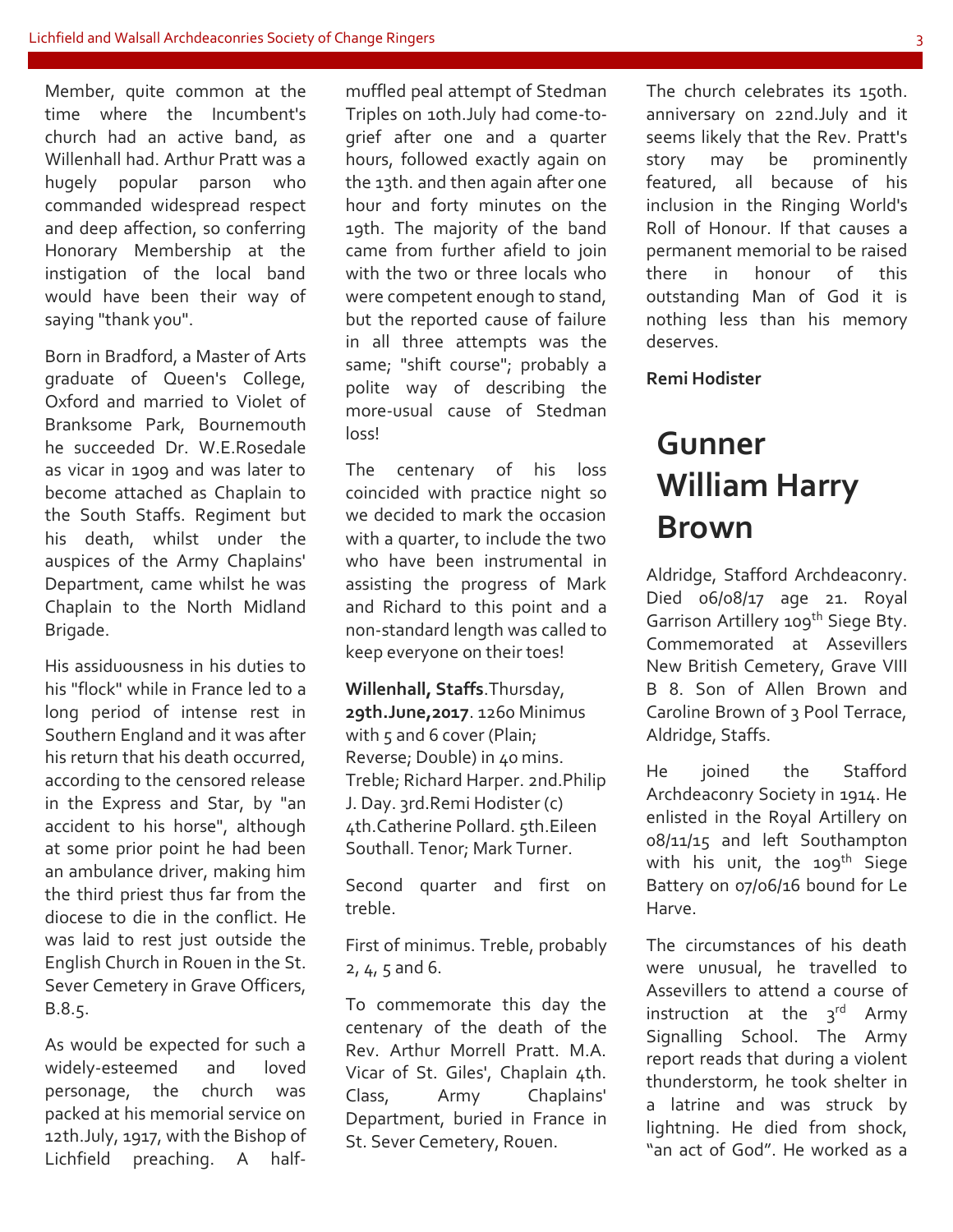Member, quite common at the time where the Incumbent's church had an active band, as Willenhall had. Arthur Pratt was a hugely popular parson who commanded widespread respect and deep affection, so conferring Honorary Membership at the instigation of the local band would have been their way of saying "thank you".

Born in Bradford, a Master of Arts graduate of Queen's College, Oxford and married to Violet of Branksome Park, Bournemouth he succeeded Dr. W.E.Rosedale as vicar in 1909 and was later to become attached as Chaplain to the South Staffs. Regiment but his death, whilst under the auspices of the Army Chaplains' Department, came whilst he was Chaplain to the North Midland Brigade.

His assiduousness in his duties to his "flock" while in France led to a long period of intense rest in Southern England and it was after his return that his death occurred, according to the censored release in the Express and Star, by "an accident to his horse", although at some prior point he had been an ambulance driver, making him the third priest thus far from the diocese to die in the conflict. He was laid to rest just outside the English Church in Rouen in the St. Sever Cemetery in Grave Officers, B.8.5.

As would be expected for such a widely-esteemed and loved personage, the church was packed at his memorial service on 12th.July, 1917, with the Bishop of Lichfield preaching. A half-muffled peal attempt of Stedman Triples on 10th.July had come-to-grief after one and a quarter hours, followed exactly again on the 13th. and then again after one hour and forty minutes on the 19th. The majority of the band came from further afield to join with the two or three locals who were competent enough to stand, but the reported cause of failure in all three attempts was the same; "shift course"; probably a polite way of describing the more-usual cause of Stedman loss!

The centenary of his loss coincided with practice night so we decided to mark the occasion with a quarter, to include the two who have been instrumental in assisting the progress of Mark and Richard to this point and a non-standard length was called to keep everyone on their toes!

**Willenhall, Staffs**.Thursday, **29th.June,2017**. 1260 Minimus with 5 and 6 cover (Plain; Reverse; Double) in 40 mins. Treble; Richard Harper. 2nd.Philip J. Day. 3rd.Remi Hodister (c) 4th.Catherine Pollard. 5th.Eileen Southall. Tenor; Mark Turner.

Second quarter and first on treble.

First of minimus. Treble, probably 2, 4, 5 and 6.

To commemorate this day the centenary of the death of the Rev. Arthur Morrell Pratt. M.A. Vicar of St. Giles', Chaplain 4th. Class, Army Chaplains' Department, buried in France in St. Sever Cemetery, Rouen.

The church celebrates its 150th. anniversary on 22nd.July and it seems likely that the Rev. Pratt's story may be prominently featured, all because of his inclusion in the Ringing World's Roll of Honour. If that causes a permanent memorial to be raised there in honour of this outstanding Man of God it is nothing less than his memory deserves.

**Remi Hodister**

# Gunner William Harry Brown

Aldridge, Stafford Archdeaconry. Died 06/08/17 age 21. Royal Garrison Artillery 109th Siege Bty. Commemorated at Assevillers New British Cemetery, Grave VIII B 8. Son of Allen Brown and Caroline Brown of 3 Pool Terrace, Aldridge, Staffs.

He joined the Stafford Archdeaconry Society in 1914. He enlisted in the Royal Artillery on 08/11/15 and left Southampton with his unit, the 109th Siege Battery on 07/06/16 bound for Le Harve.

The circumstances of his death were unusual, he travelled to Assevillers to attend a course of instruction at the 3rd Army Signalling School. The Army report reads that during a violent thunderstorm, he took shelter in a latrine and was struck by lightning. He died from shock, "an act of God". He worked as a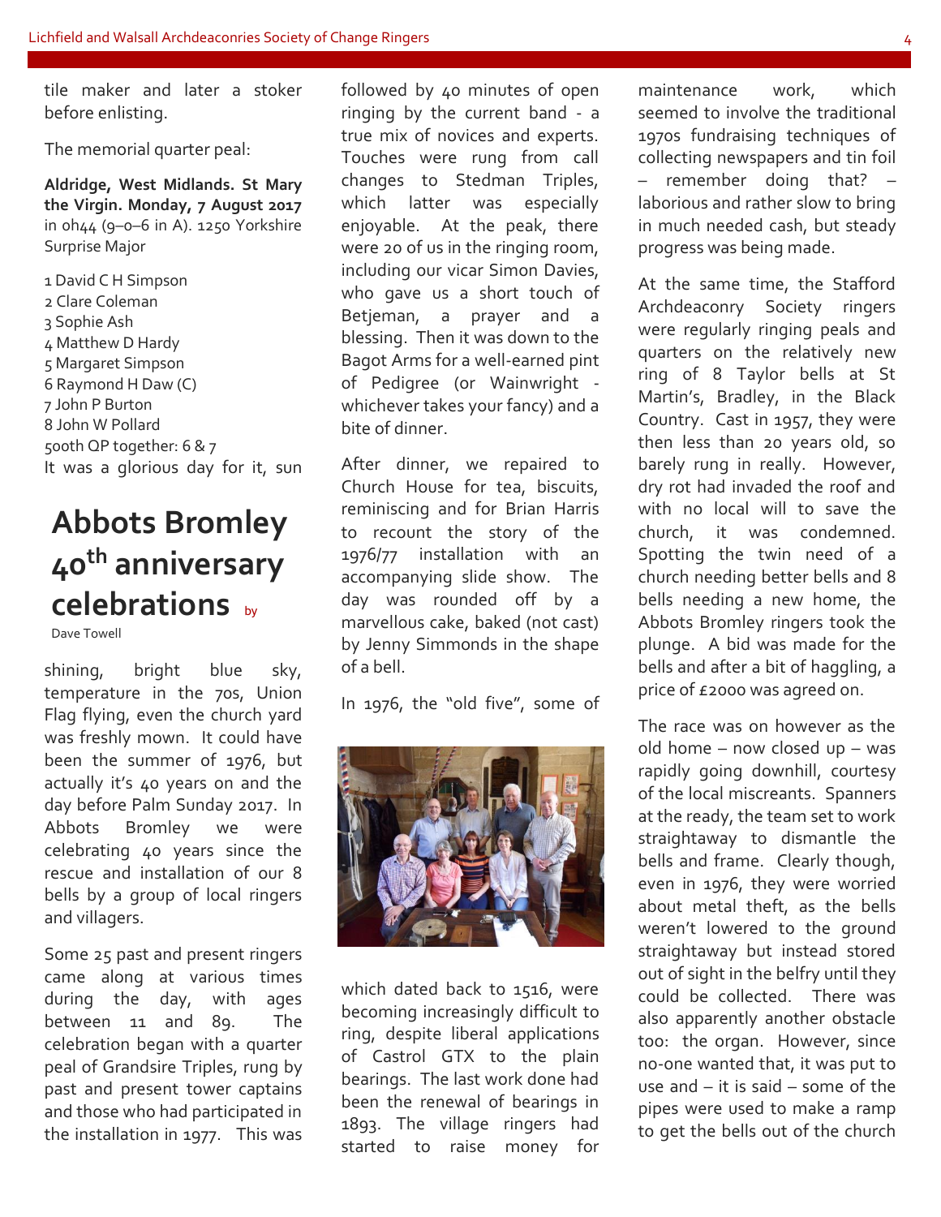tile maker and later a stoker before enlisting.

The memorial quarter peal:

**Aldridge, West Midlands. St Mary the Virgin. Monday, 7 August 2017** in 0h44 (9–0–6 in A). 1250 Yorkshire Surprise Major

1 David C H Simpson
2 Clare Coleman
3 Sophie Ash
4 Matthew D Hardy
5 Margaret Simpson
6 Raymond H Daw (C)
7 John P Burton
8 John W Pollard
500th QP together: 6 & 7

# Abbots Bromley 40th anniversary celebrations

by Dave Towell

It was a glorious day for it, sun shining, bright blue sky, temperature in the 70s, Union Flag flying, even the church yard was freshly mown. It could have been the summer of 1976, but actually it's 40 years on and the day before Palm Sunday 2017. In Abbots Bromley we were celebrating 40 years since the rescue and installation of our 8 bells by a group of local ringers and villagers.

Some 25 past and present ringers came along at various times during the day, with ages between 11 and 89. The celebration began with a quarter peal of Grandsire Triples, rung by past and present tower captains and those who had participated in the installation in 1977. This was followed by 40 minutes of open ringing by the current band - a true mix of novices and experts. Touches were rung from call changes to Stedman Triples, which latter was especially enjoyable. At the peak, there were 20 of us in the ringing room, including our vicar Simon Davies, who gave us a short touch of Betjeman, a prayer and a blessing. Then it was down to the Bagot Arms for a well-earned pint of Pedigree (or Wainwright - whichever takes your fancy) and a bite of dinner.

After dinner, we repaired to Church House for tea, biscuits, reminiscing and for Brian Harris to recount the story of the 1976/77 installation with an accompanying slide show. The day was rounded off by a marvellous cake, baked (not cast) by Jenny Simmonds in the shape of a bell.

In 1976, the "old five", some of which dated back to 1516, were becoming increasingly difficult to ring, despite liberal applications of Castrol GTX to the plain bearings. The last work done had been the renewal of bearings in 1893. The village ringers had started to raise money for maintenance work, which seemed to involve the traditional 1970s fundraising techniques of collecting newspapers and tin foil – remember doing that? – laborious and rather slow to bring in much needed cash, but steady progress was being made.

At the same time, the Stafford Archdeaconry Society ringers were regularly ringing peals and quarters on the relatively new ring of 8 Taylor bells at St Martin's, Bradley, in the Black Country. Cast in 1957, they were then less than 20 years old, so barely rung in really. However, dry rot had invaded the roof and with no local will to save the church, it was condemned. Spotting the twin need of a church needing better bells and 8 bells needing a new home, the Abbots Bromley ringers took the plunge. A bid was made for the bells and after a bit of haggling, a price of £2000 was agreed on.

The race was on however as the old home – now closed up – was rapidly going downhill, courtesy of the local miscreants. Spanners at the ready, the team set to work straightaway to dismantle the bells and frame. Clearly though, even in 1976, they were worried about metal theft, as the bells weren't lowered to the ground straightaway but instead stored out of sight in the belfry until they could be collected. There was also apparently another obstacle too: the organ. However, since no-one wanted that, it was put to use and – it is said – some of the pipes were used to make a ramp to get the bells out of the church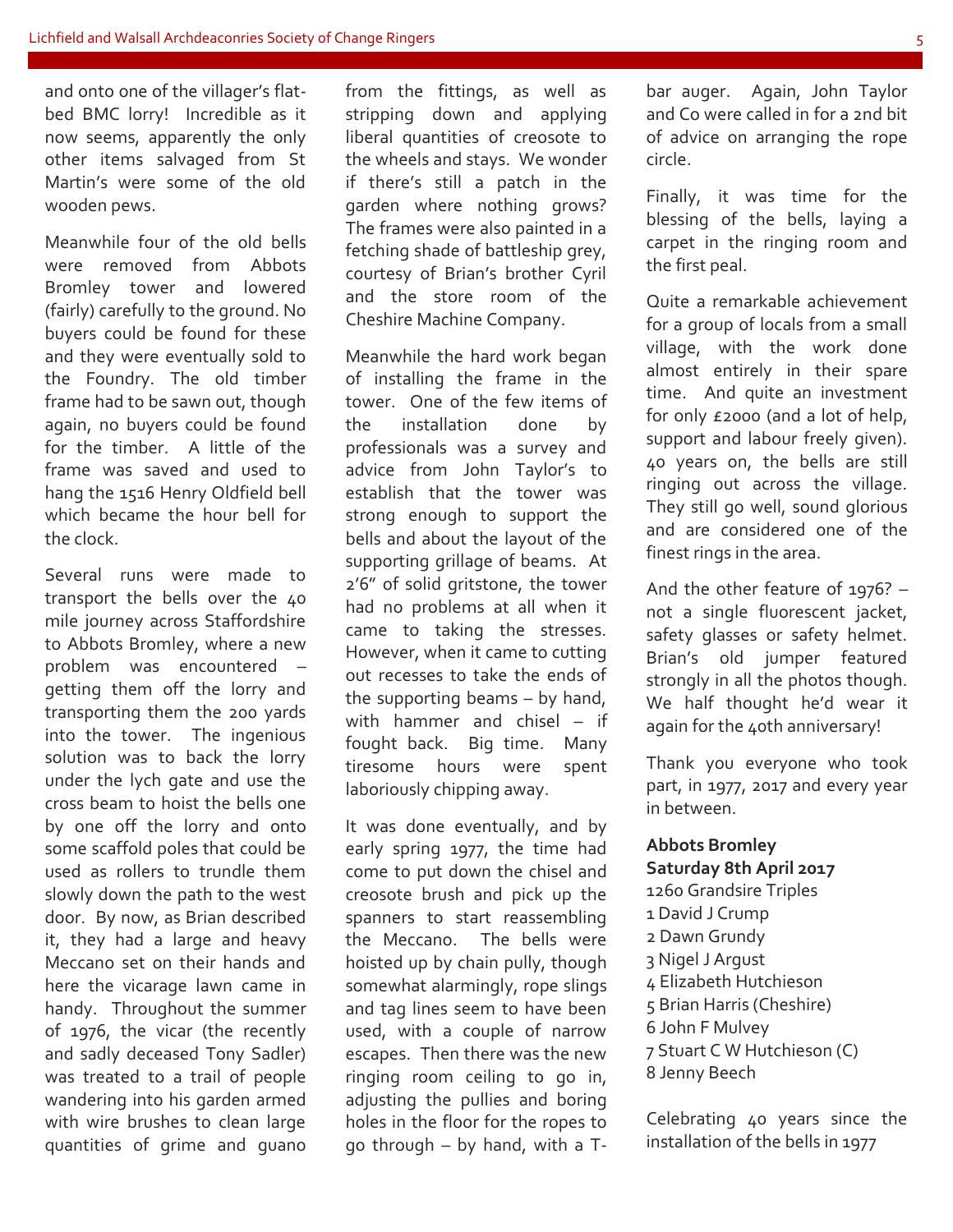and onto one of the villager's flat-bed BMC lorry! Incredible as it now seems, apparently the only other items salvaged from St Martin's were some of the old wooden pews.

Meanwhile four of the old bells were removed from Abbots Bromley tower and lowered (fairly) carefully to the ground. No buyers could be found for these and they were eventually sold to the Foundry. The old timber frame had to be sawn out, though again, no buyers could be found for the timber. A little of the frame was saved and used to hang the 1516 Henry Oldfield bell which became the hour bell for the clock.

Several runs were made to transport the bells over the 40 mile journey across Staffordshire to Abbots Bromley, where a new problem was encountered – getting them off the lorry and transporting them the 200 yards into the tower. The ingenious solution was to back the lorry under the lych gate and use the cross beam to hoist the bells one by one off the lorry and onto some scaffold poles that could be used as rollers to trundle them slowly down the path to the west door. By now, as Brian described it, they had a large and heavy Meccano set on their hands and here the vicarage lawn came in handy. Throughout the summer of 1976, the vicar (the recently and sadly deceased Tony Sadler) was treated to a trail of people wandering into his garden armed with wire brushes to clean large quantities of grime and guano from the fittings, as well as stripping down and applying liberal quantities of creosote to the wheels and stays. We wonder if there's still a patch in the garden where nothing grows? The frames were also painted in a fetching shade of battleship grey, courtesy of Brian's brother Cyril and the store room of the Cheshire Machine Company.

Meanwhile the hard work began of installing the frame in the tower. One of the few items of the installation done by professionals was a survey and advice from John Taylor's to establish that the tower was strong enough to support the bells and about the layout of the supporting grillage of beams. At 2'6" of solid gritstone, the tower had no problems at all when it came to taking the stresses. However, when it came to cutting out recesses to take the ends of the supporting beams – by hand, with hammer and chisel – it fought back. Big time. Many tiresome hours were spent laboriously chipping away.

It was done eventually, and by early spring 1977, the time had come to put down the chisel and creosote brush and pick up the spanners to start reassembling the Meccano. The bells were hoisted up by chain pully, though somewhat alarmingly, rope slings and tag lines seem to have been used, with a couple of narrow escapes. Then there was the new ringing room ceiling to go in, adjusting the pullies and boring holes in the floor for the ropes to go through – by hand, with a T-bar auger. Again, John Taylor and Co were called in for a 2nd bit of advice on arranging the rope circle.

Finally, it was time for the blessing of the bells, laying a carpet in the ringing room and the first peal.

Quite a remarkable achievement for a group of locals from a small village, with the work done almost entirely in their spare time. And quite an investment for only £2000 (and a lot of help, support and labour freely given). 40 years on, the bells are still ringing out across the village. They still go well, sound glorious and are considered one of the finest rings in the area.

And the other feature of 1976? – not a single fluorescent jacket, safety glasses or safety helmet. Brian's old jumper featured strongly in all the photos though. We half thought he'd wear it again for the 40th anniversary!

Thank you everyone who took part, in 1977, 2017 and every year in between.

**Abbots Bromley**
**Saturday 8th April 2017**
1260 Grandsire Triples
1 David J Crump
2 Dawn Grundy
3 Nigel J Argust
4 Elizabeth Hutchieson
5 Brian Harris (Cheshire)
6 John F Mulvey
7 Stuart C W Hutchieson (C)
8 Jenny Beech

Celebrating 40 years since the installation of the bells in 1977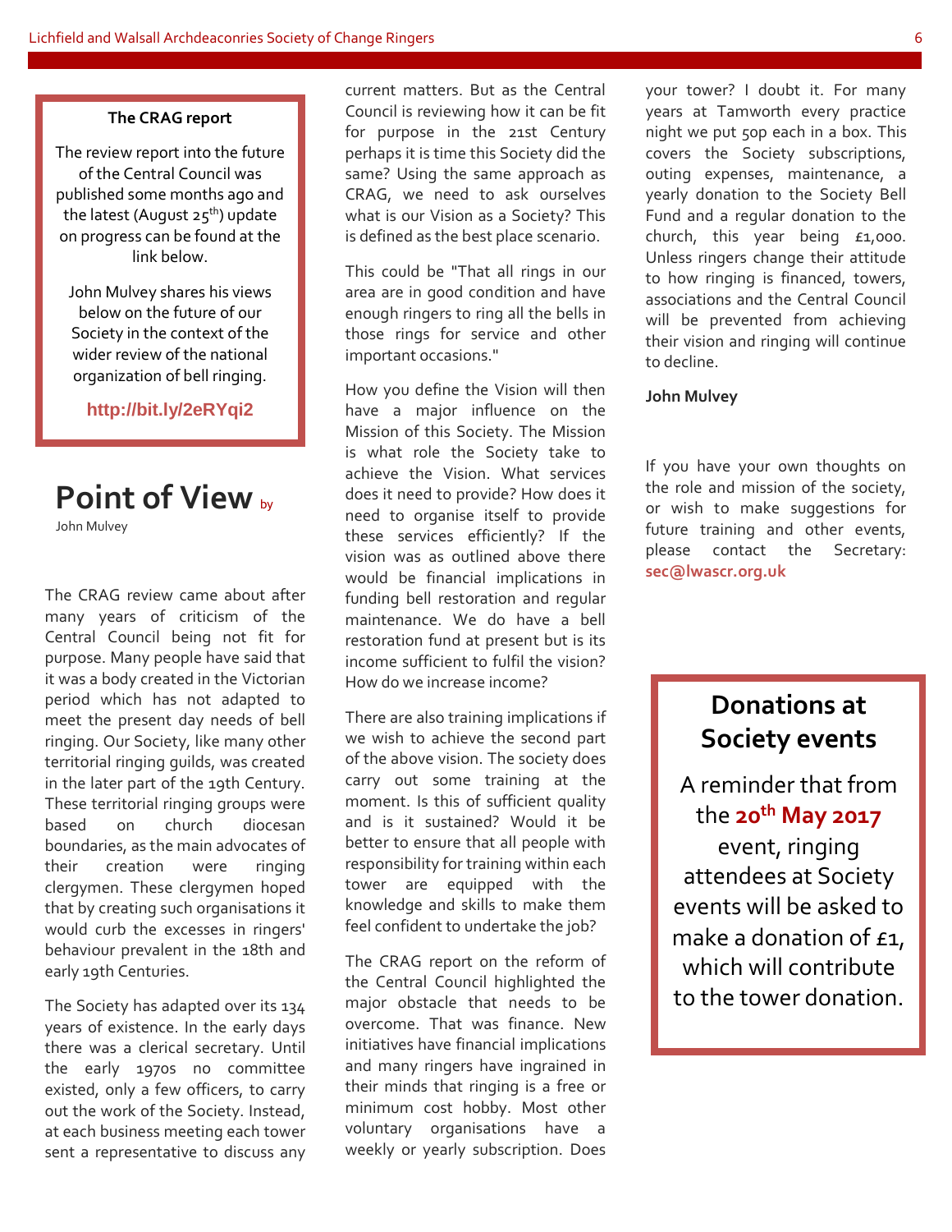**The CRAG report**

The review report into the future of the Central Council was published some months ago and the latest (August 25th) update on progress can be found at the link below.

John Mulvey shares his views below on the future of our Society in the context of the wider review of the national organization of bell ringing.

**http://bit.ly/2eRYqi2**

# Point of View by John Mulvey

The CRAG review came about after many years of criticism of the Central Council being not fit for purpose. Many people have said that it was a body created in the Victorian period which has not adapted to meet the present day needs of bell ringing. Our Society, like many other territorial ringing guilds, was created in the later part of the 19th Century. These territorial ringing groups were based on church diocesan boundaries, as the main advocates of their creation were ringing clergymen. These clergymen hoped that by creating such organisations it would curb the excesses in ringers' behaviour prevalent in the 18th and early 19th Centuries.

The Society has adapted over its 134 years of existence. In the early days there was a clerical secretary. Until the early 1970s no committee existed, only a few officers, to carry out the work of the Society. Instead, at each business meeting each tower sent a representative to discuss any current matters. But as the Central Council is reviewing how it can be fit for purpose in the 21st Century perhaps it is time this Society did the same? Using the same approach as CRAG, we need to ask ourselves what is our Vision as a Society? This is defined as the best place scenario.

This could be "That all rings in our area are in good condition and have enough ringers to ring all the bells in those rings for service and other important occasions."

How you define the Vision will then have a major influence on the Mission of this Society. The Mission is what role the Society take to achieve the Vision. What services does it need to provide? How does it need to organise itself to provide these services efficiently? If the vision was as outlined above there would be financial implications in funding bell restoration and regular maintenance. We do have a bell restoration fund at present but is its income sufficient to fulfil the vision? How do we increase income?

There are also training implications if we wish to achieve the second part of the above vision. The society does carry out some training at the moment. Is this of sufficient quality and is it sustained? Would it be better to ensure that all people with responsibility for training within each tower are equipped with the knowledge and skills to make them feel confident to undertake the job?

The CRAG report on the reform of the Central Council highlighted the major obstacle that needs to be overcome. That was finance. New initiatives have financial implications and many ringers have ingrained in their minds that ringing is a free or minimum cost hobby. Most other voluntary organisations have a weekly or yearly subscription. Does your tower? I doubt it. For many years at Tamworth every practice night we put 50p each in a box. This covers the Society subscriptions, outing expenses, maintenance, a yearly donation to the Society Bell Fund and a regular donation to the church, this year being £1,000. Unless ringers change their attitude to how ringing is financed, towers, associations and the Central Council will be prevented from achieving their vision and ringing will continue to decline.

**John Mulvey**

If you have your own thoughts on the role and mission of the society, or wish to make suggestions for future training and other events, please contact the Secretary: **sec@lwascr.org.uk**

## Donations at Society events

A reminder that from the **20th May 2017** event, ringing attendees at Society events will be asked to make a donation of £1, which will contribute to the tower donation.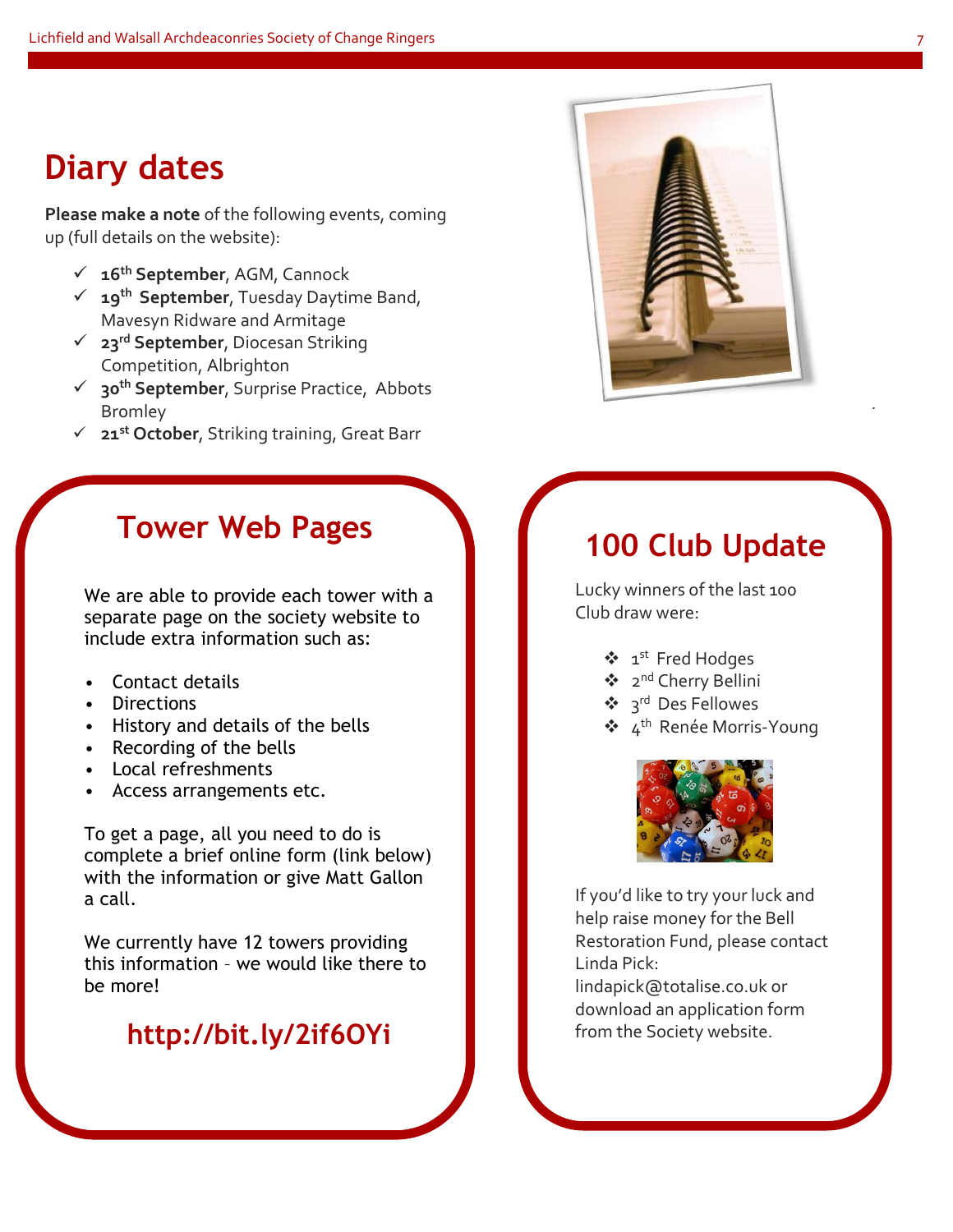# Diary dates

**Please make a note** of the following events, coming up (full details on the website):

- ✓ **16th September**, AGM, Cannock
- ✓ **19th September**, Tuesday Daytime Band, Mavesyn Ridware and Armitage
- ✓ **23rd September**, Diocesan Striking Competition, Albrighton
- ✓ **30th September**, Surprise Practice, Abbots Bromley
- ✓ **21st October**, Striking training, Great Barr

## Tower Web Pages

We are able to provide each tower with a separate page on the society website to include extra information such as:

- Contact details
- Directions
- History and details of the bells
- Recording of the bells
- Local refreshments
- Access arrangements etc.

To get a page, all you need to do is complete a brief online form (link below) with the information or give Matt Gallon a call.

We currently have 12 towers providing this information – we would like there to be more!

**http://bit.ly/2if6OYi**

## 100 Club Update

Lucky winners of the last 100 Club draw were:

- 1st Fred Hodges
- 2nd Cherry Bellini
- 3rd Des Fellowes
- 4th Renée Morris-Young

If you'd like to try your luck and help raise money for the Bell Restoration Fund, please contact Linda Pick: lindapick@totalise.co.uk or download an application form from the Society website.